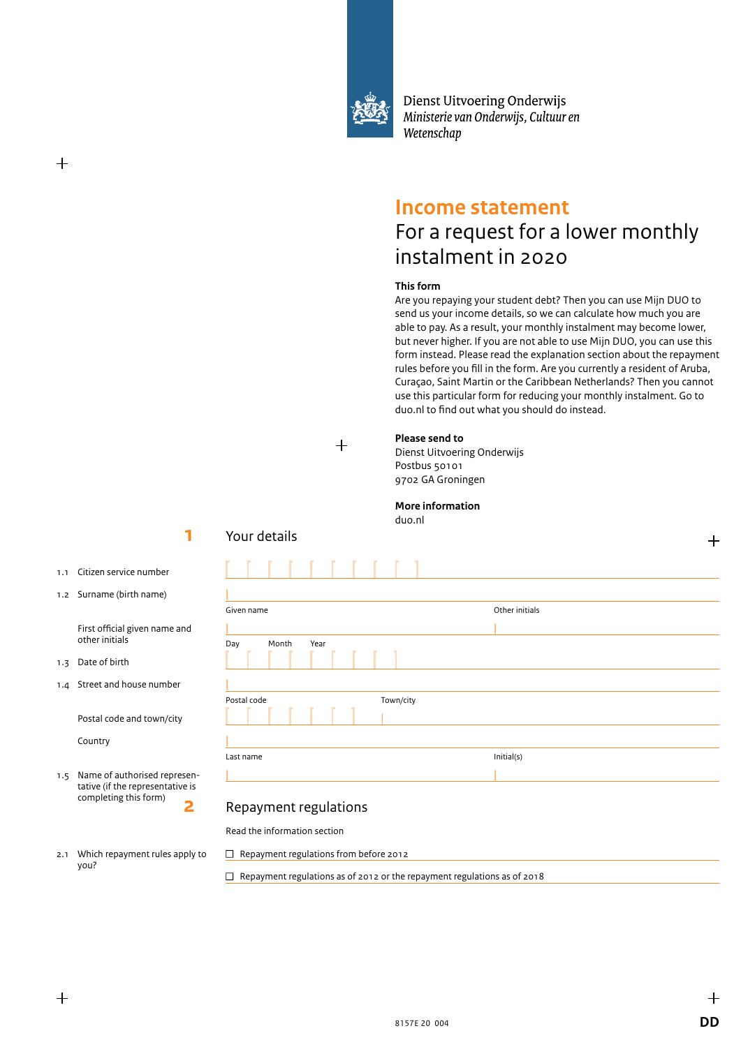Dienst Uitvoering Onderwijs
*Ministerie van Onderwijs, Cultuur en Wetenschap*

# Income statement

## For a request for a lower monthly instalment in 2020

**This form**
Are you repaying your student debt? Then you can use Mijn DUO to send us your income details, so we can calculate how much you are able to pay. As a result, your monthly instalment may become lower, but never higher. If you are not able to use Mijn DUO, you can use this form instead. Please read the explanation section about the repayment rules before you fill in the form. Are you currently a resident of Aruba, Curaçao, Saint Martin or the Caribbean Netherlands? Then you cannot use this particular form for reducing your monthly instalment. Go to duo.nl to find out what you should do instead.

**Please send to**
Dienst Uitvoering Onderwijs
Postbus 50101
9702 GA Groningen

**More information**
duo.nl

## 1 Your details

1.1 Citizen service number

1.2 Surname (birth name)

First official given name and other initials — Given name / Other initials

1.3 Date of birth — Day / Month / Year

1.4 Street and house number

Postal code and town/city — Postal code / Town/city

Country

1.5 Name of authorised representative (if the representative is completing this form) — Last name / Initial(s)

## 2 Repayment regulations

Read the information section

2.1 Which repayment rules apply to you?

- ☐ Repayment regulations from before 2012
- ☐ Repayment regulations as of 2012 or the repayment regulations as of 2018

8157E 20 004 DD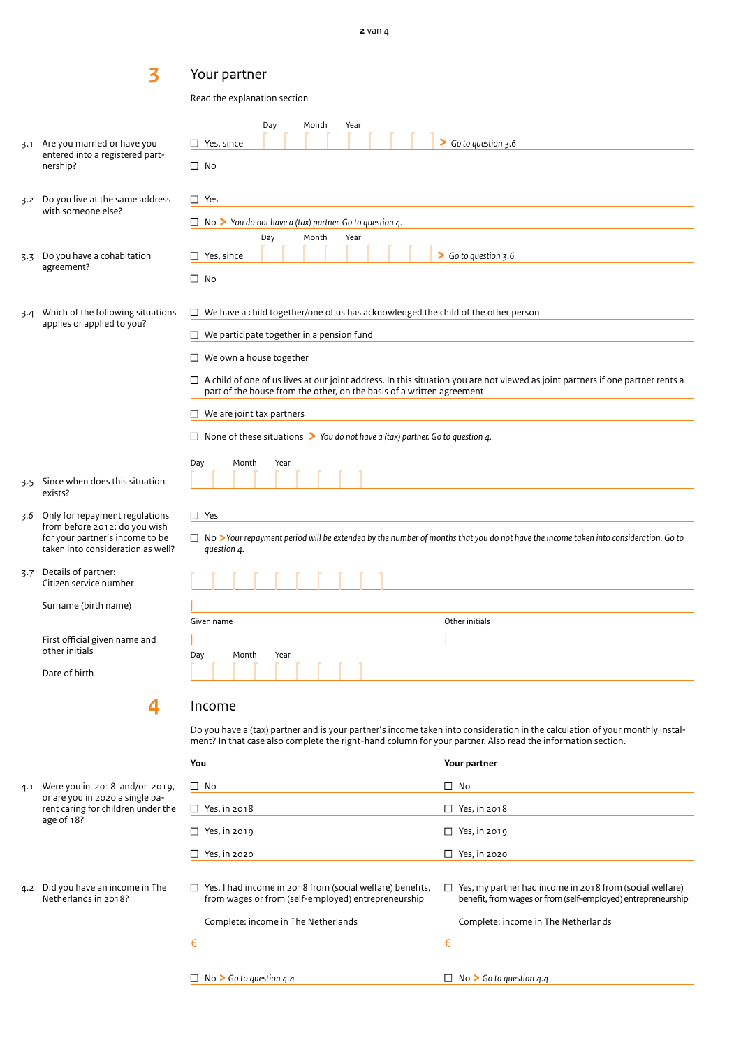## 3 Your partner

Read the explanation section

**3.1** Are you married or have you entered into a registered partnership?

- ☐ Yes, since (Day / Month / Year) **>** *Go to question 3.6*
- ☐ No

**3.2** Do you live at the same address with someone else?

- ☐ Yes
- ☐ No **>** *You do not have a (tax) partner. Go to question 4.*

**3.3** Do you have a cohabitation agreement?

- ☐ Yes, since (Day / Month / Year) **>** *Go to question 3.6*
- ☐ No

**3.4** Which of the following situations applies or applied to you?

- ☐ We have a child together/one of us has acknowledged the child of the other person
- ☐ We participate together in a pension fund
- ☐ We own a house together
- ☐ A child of one of us lives at our joint address. In this situation you are not viewed as joint partners if one partner rents a part of the house from the other, on the basis of a written agreement
- ☐ We are joint tax partners
- ☐ None of these situations **>** *You do not have a (tax) partner. Go to question 4.*

**3.5** Since when does this situation exists?

Day / Month / Year

**3.6** Only for repayment regulations from before 2012: do you wish for your partner's income to be taken into consideration as well?

- ☐ Yes
- ☐ No **>** *Your repayment period will be extended by the number of months that you do not have the income taken into consideration. Go to question 4.*

**3.7** Details of partner:

Citizen service number

Surname (birth name)

First official given name and other initials

Given name / Other initials

Date of birth

Day / Month / Year

## 4 Income

Do you have a (tax) partner and is your partner's income taken into consideration in the calculation of your monthly instalment? In that case also complete the right-hand column for your partner. Also read the information section.

**4.1** Were you in 2018 and/or 2019, or are you in 2020 a single parent caring for children under the age of 18?

| You | Your partner |
|---|---|
| ☐ No | ☐ No |
| ☐ Yes, in 2018 | ☐ Yes, in 2018 |
| ☐ Yes, in 2019 | ☐ Yes, in 2019 |
| ☐ Yes, in 2020 | ☐ Yes, in 2020 |

**4.2** Did you have an income in The Netherlands in 2018?

| You | Your partner |
|---|---|
| ☐ Yes, I had income in 2018 from (social welfare) benefits, from wages or from (self-employed) entrepreneurship | ☐ Yes, my partner had income in 2018 from (social welfare) benefit, from wages or from (self-employed) entrepreneurship |
| Complete: income in The Netherlands | Complete: income in The Netherlands |
| € | € |
| ☐ No **>** *Go to question 4.4* | ☐ No **>** *Go to question 4.4* |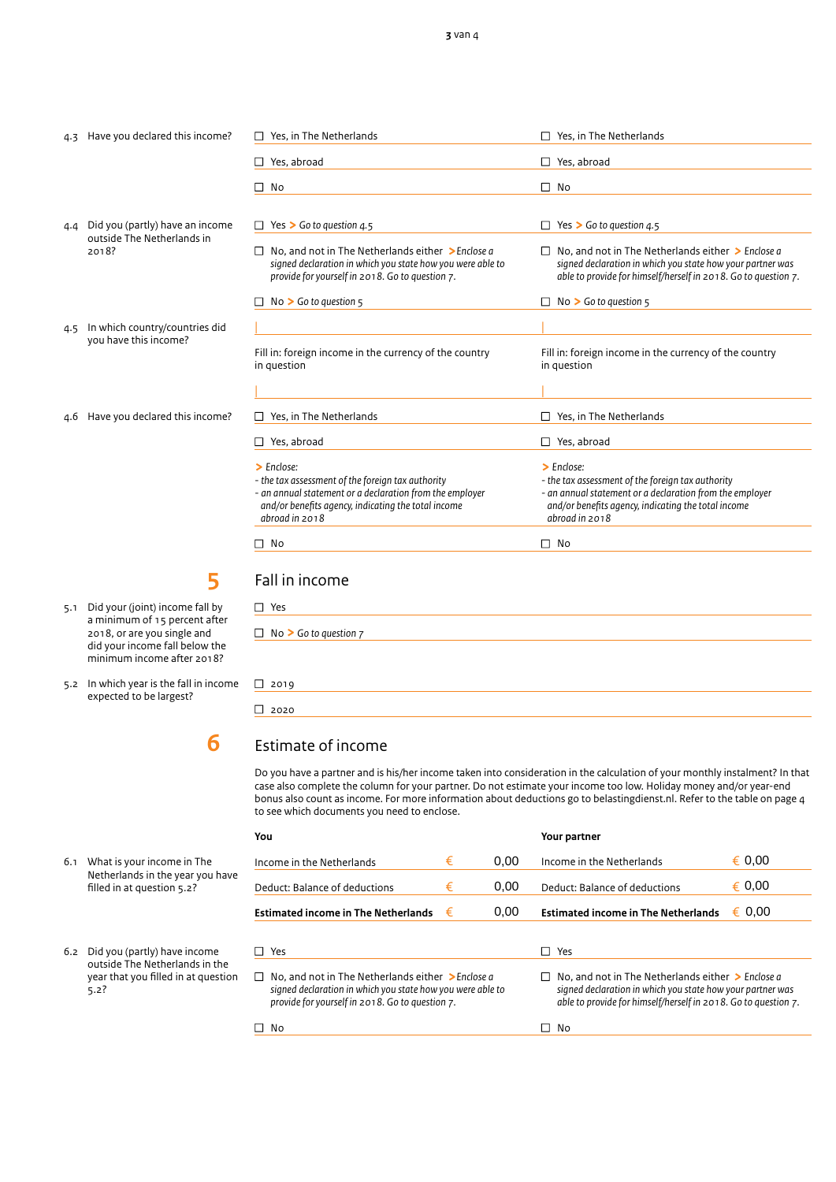| | You | Your partner |
|---|---|---|
| 4.3 Have you declared this income? | ☐ Yes, in The Netherlands | ☐ Yes, in The Netherlands |
| | ☐ Yes, abroad | ☐ Yes, abroad |
| | ☐ No | ☐ No |
| 4.4 Did you (partly) have an income outside The Netherlands in 2018? | ☐ Yes > *Go to question 4.5* | ☐ Yes > *Go to question 4.5* |
| | ☐ No, and not in The Netherlands either > *Enclose a signed declaration in which you state how you were able to provide for yourself in 2018. Go to question 7.* | ☐ No, and not in The Netherlands either > *Enclose a signed declaration in which you state how your partner was able to provide for himself/herself in 2018. Go to question 7.* |
| | ☐ No > *Go to question 5* | ☐ No > *Go to question 5* |
| 4.5 In which country/countries did you have this income? | | |
| | Fill in: foreign income in the currency of the country in question | Fill in: foreign income in the currency of the country in question |
| | | |
| 4.6 Have you declared this income? | ☐ Yes, in The Netherlands | ☐ Yes, in The Netherlands |
| | ☐ Yes, abroad | ☐ Yes, abroad |
| | > *Enclose:*<br>*- the tax assessment of the foreign tax authority*<br>*- an annual statement or a declaration from the employer and/or benefits agency, indicating the total income abroad in 2018* | > *Enclose:*<br>*- the tax assessment of the foreign tax authority*<br>*- an annual statement or a declaration from the employer and/or benefits agency, indicating the total income abroad in 2018* |
| | ☐ No | ☐ No |

## 5 Fall in income

5.1 Did your (joint) income fall by a minimum of 15 percent after 2018, or are you single and did your income fall below the minimum income after 2018?

☐ Yes

☐ No > *Go to question 7*

5.2 In which year is the fall in income expected to be largest?

☐ 2019

☐ 2020

## 6 Estimate of income

Do you have a partner and is his/her income taken into consideration in the calculation of your monthly instalment? In that case also complete the column for your partner. Do not estimate your income too low. Holiday money and/or year-end bonus also count as income. For more information about deductions go to belastingdienst.nl. Refer to the table on page 4 to see which documents you need to enclose.

| | **You** | | **Your partner** | |
|---|---|---|---|---|
| 6.1 What is your income in The Netherlands in the year you have filled in at question 5.2? | Income in the Netherlands | € 0,00 | Income in the Netherlands | € 0,00 |
| | Deduct: Balance of deductions | € 0,00 | Deduct: Balance of deductions | € 0,00 |
| | **Estimated income in The Netherlands** | € 0,00 | **Estimated income in The Netherlands** | € 0,00 |

| | You | Your partner |
|---|---|---|
| 6.2 Did you (partly) have income outside The Netherlands in the year that you filled in at question 5.2? | ☐ Yes | ☐ Yes |
| | ☐ No, and not in The Netherlands either > *Enclose a signed declaration in which you state how you were able to provide for yourself in 2018. Go to question 7.* | ☐ No, and not in The Netherlands either > *Enclose a signed declaration in which you state how your partner was able to provide for himself/herself in 2018. Go to question 7.* |
| | ☐ No | ☐ No |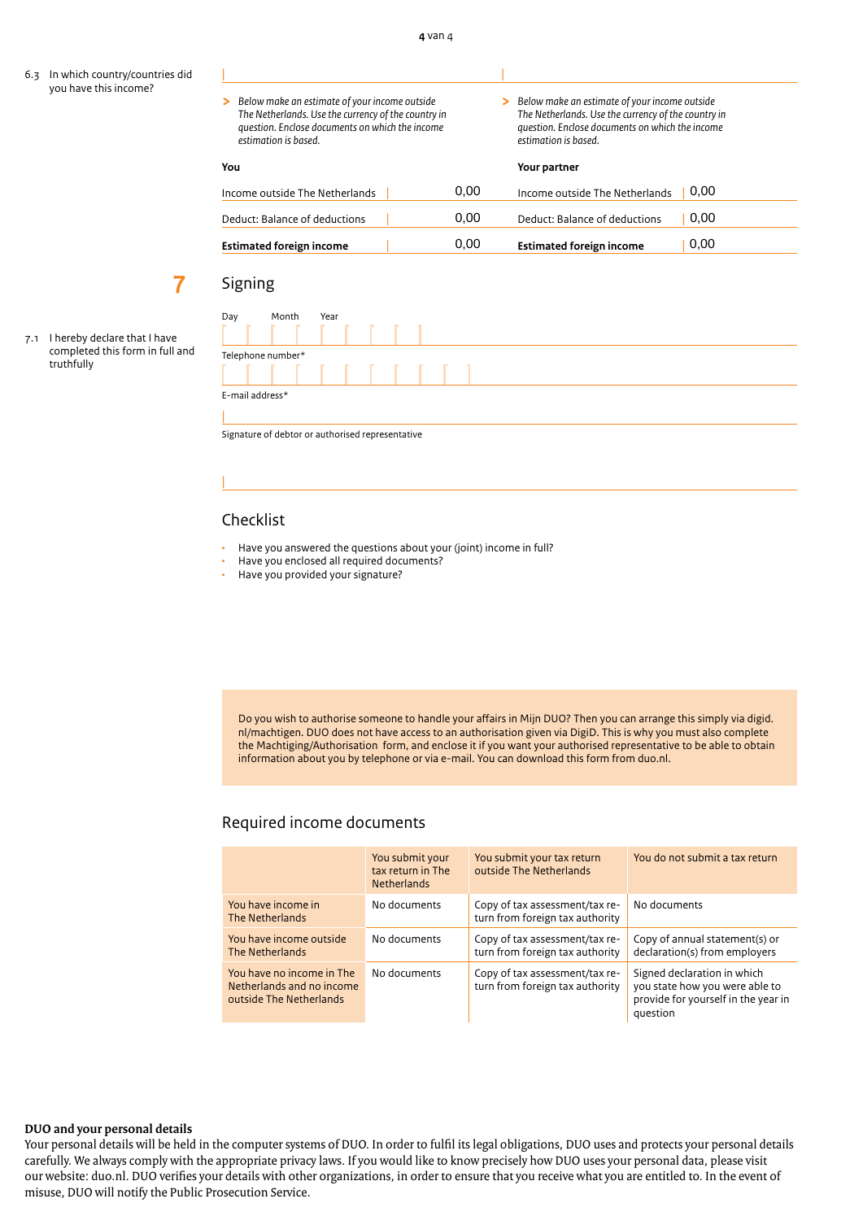6.3 In which country/countries did you have this income?

> *Below make an estimate of your income outside The Netherlands. Use the currency of the country in question. Enclose documents on which the income estimation is based.*

**You**

| | |
|---|---|
| Income outside The Netherlands | 0,00 |
| Deduct: Balance of deductions | 0,00 |
| **Estimated foreign income** | 0,00 |

> *Below make an estimate of your income outside The Netherlands. Use the currency of the country in question. Enclose documents on which the income estimation is based.*

**Your partner**

| | |
|---|---|
| Income outside The Netherlands | 0,00 |
| Deduct: Balance of deductions | 0,00 |
| **Estimated foreign income** | 0,00 |

## 7 Signing

7.1 I hereby declare that I have completed this form in full and truthfully

Day Month Year

Telephone number*

E-mail address*

Signature of debtor or authorised representative

## Checklist

- Have you answered the questions about your (joint) income in full?
- Have you enclosed all required documents?
- Have you provided your signature?

Do you wish to authorise someone to handle your affairs in Mijn DUO? Then you can arrange this simply via digid.nl/machtigen. DUO does not have access to an authorisation given via DigiD. This is why you must also complete the Machtiging/Authorisation form, and enclose it if you want your authorised representative to be able to obtain information about you by telephone or via e-mail. You can download this form from duo.nl.

## Required income documents

| | You submit your tax return in The Netherlands | You submit your tax return outside The Netherlands | You do not submit a tax return |
|---|---|---|---|
| You have income in The Netherlands | No documents | Copy of tax assessment/tax return from foreign tax authority | No documents |
| You have income outside The Netherlands | No documents | Copy of tax assessment/tax return from foreign tax authority | Copy of annual statement(s) or declaration(s) from employers |
| You have no income in The Netherlands and no income outside The Netherlands | No documents | Copy of tax assessment/tax return from foreign tax authority | Signed declaration in which you state how you were able to provide for yourself in the year in question |

**DUO and your personal details**

Your personal details will be held in the computer systems of DUO. In order to fulfil its legal obligations, DUO uses and protects your personal details carefully. We always comply with the appropriate privacy laws. If you would like to know precisely how DUO uses your personal data, please visit our website: duo.nl. DUO verifies your details with other organizations, in order to ensure that you receive what you are entitled to. In the event of misuse, DUO will notify the Public Prosecution Service.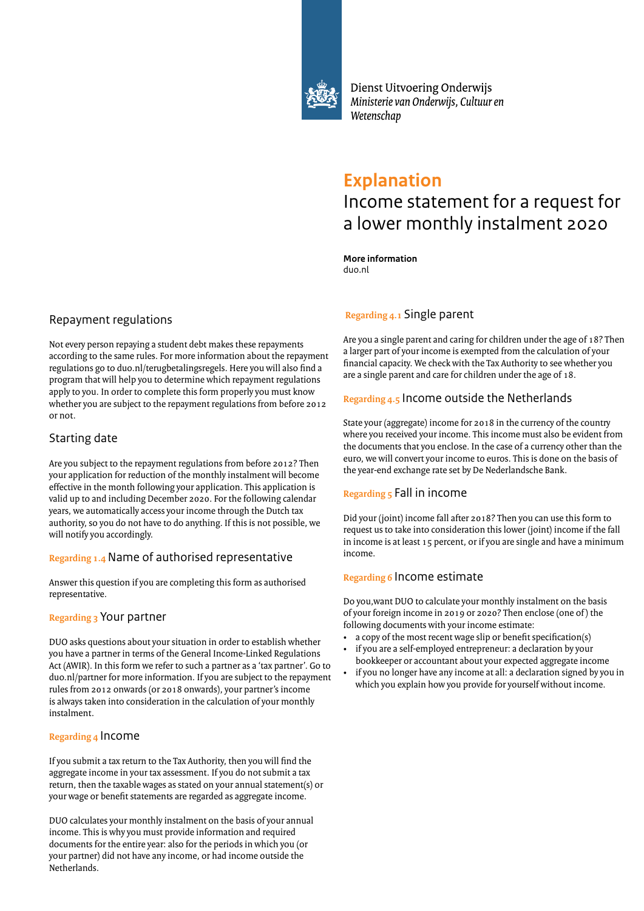Dienst Uitvoering Onderwijs
*Ministerie van Onderwijs, Cultuur en Wetenschap*

# Explanation

## Income statement for a request for a lower monthly instalment 2020

**More information**
duo.nl

### Repayment regulations

Not every person repaying a student debt makes these repayments according to the same rules. For more information about the repayment regulations go to duo.nl/terugbetalingsregels. Here you will also find a program that will help you to determine which repayment regulations apply to you. In order to complete this form properly you must know whether you are subject to the repayment regulations from before 2012 or not.

### Starting date

Are you subject to the repayment regulations from before 2012? Then your application for reduction of the monthly instalment will become effective in the month following your application. This application is valid up to and including December 2020. For the following calendar years, we automatically access your income through the Dutch tax authority, so you do not have to do anything. If this is not possible, we will notify you accordingly.

### Regarding 1.4 Name of authorised representative

Answer this question if you are completing this form as authorised representative.

### Regarding 3 Your partner

DUO asks questions about your situation in order to establish whether you have a partner in terms of the General Income-Linked Regulations Act (AWIR). In this form we refer to such a partner as a 'tax partner'. Go to duo.nl/partner for more information. If you are subject to the repayment rules from 2012 onwards (or 2018 onwards), your partner's income is always taken into consideration in the calculation of your monthly instalment.

### Regarding 4 Income

If you submit a tax return to the Tax Authority, then you will find the aggregate income in your tax assessment. If you do not submit a tax return, then the taxable wages as stated on your annual statement(s) or your wage or benefit statements are regarded as aggregate income.

DUO calculates your monthly instalment on the basis of your annual income. This is why you must provide information and required documents for the entire year: also for the periods in which you (or your partner) did not have any income, or had income outside the Netherlands.

### Regarding 4.1 Single parent

Are you a single parent and caring for children under the age of 18? Then a larger part of your income is exempted from the calculation of your financial capacity. We check with the Tax Authority to see whether you are a single parent and care for children under the age of 18.

### Regarding 4.5 Income outside the Netherlands

State your (aggregate) income for 2018 in the currency of the country where you received your income. This income must also be evident from the documents that you enclose. In the case of a currency other than the euro, we will convert your income to euros. This is done on the basis of the year-end exchange rate set by De Nederlandsche Bank.

### Regarding 5 Fall in income

Did your (joint) income fall after 2018? Then you can use this form to request us to take into consideration this lower (joint) income if the fall in income is at least 15 percent, or if you are single and have a minimum income.

### Regarding 6 Income estimate

Do you,want DUO to calculate your monthly instalment on the basis of your foreign income in 2019 or 2020? Then enclose (one of) the following documents with your income estimate:

- a copy of the most recent wage slip or benefit specification(s)
- if you are a self-employed entrepreneur: a declaration by your bookkeeper or accountant about your expected aggregate income
- if you no longer have any income at all: a declaration signed by you in which you explain how you provide for yourself without income.